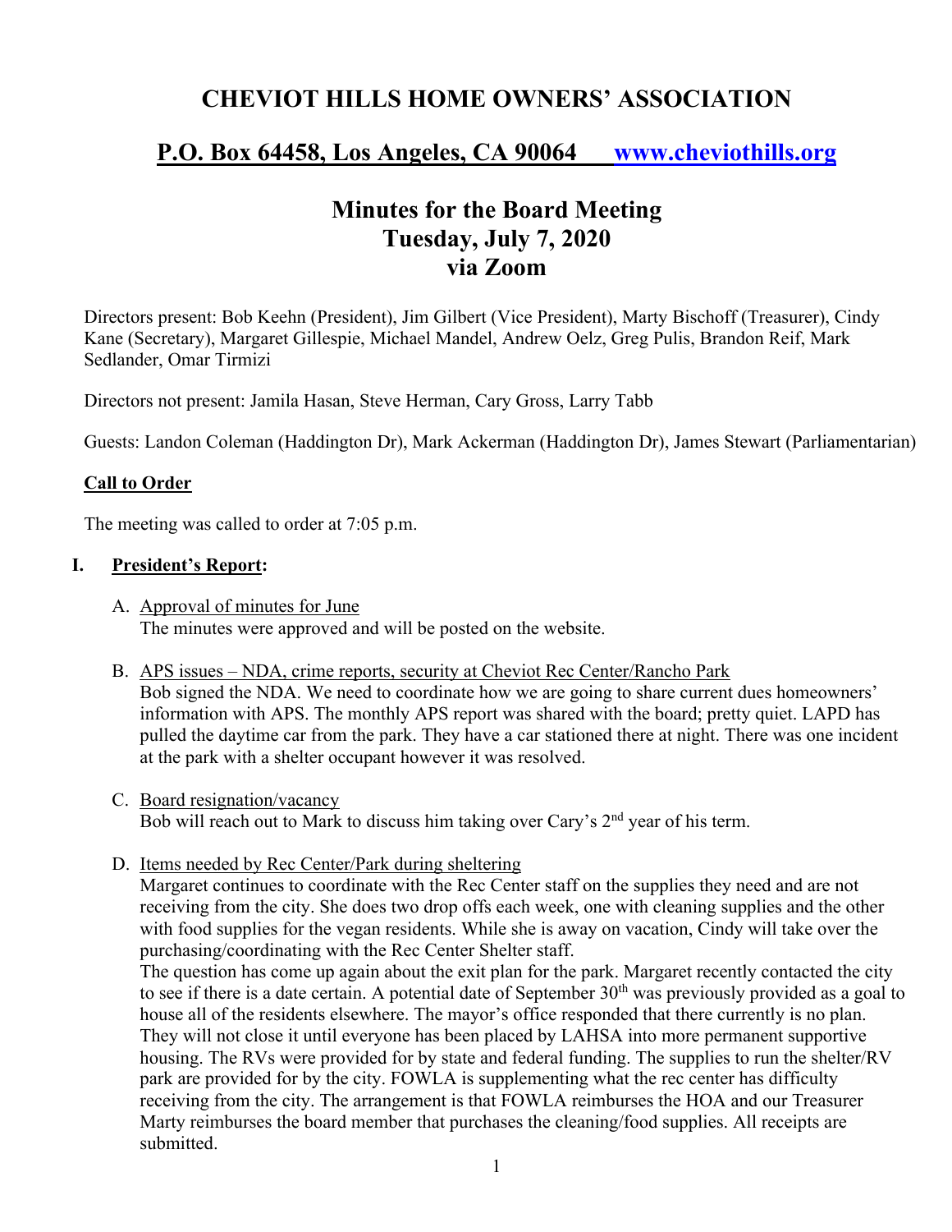# CHEVIOT HILLS HOME OWNERS' ASSOCIATION

## P.O. Box 64458, Los Angeles, CA 90064 [www.cheviothills.org](http://www.cheviothills.org)

## Minutes for the Board Meeting
## Tuesday, July 7, 2020
## via Zoom

Directors present: Bob Keehn (President), Jim Gilbert (Vice President), Marty Bischoff (Treasurer), Cindy Kane (Secretary), Margaret Gillespie, Michael Mandel, Andrew Oelz, Greg Pulis, Brandon Reif, Mark Sedlander, Omar Tirmizi

Directors not present: Jamila Hasan, Steve Herman, Cary Gross, Larry Tabb

Guests: Landon Coleman (Haddington Dr), Mark Ackerman (Haddington Dr), James Stewart (Parliamentarian)

**Call to Order**

The meeting was called to order at 7:05 p.m.

**I. President's Report:**

A. Approval of minutes for June
The minutes were approved and will be posted on the website.

B. APS issues – NDA, crime reports, security at Cheviot Rec Center/Rancho Park
Bob signed the NDA. We need to coordinate how we are going to share current dues homeowners' information with APS. The monthly APS report was shared with the board; pretty quiet. LAPD has pulled the daytime car from the park. They have a car stationed there at night. There was one incident at the park with a shelter occupant however it was resolved.

C. Board resignation/vacancy
Bob will reach out to Mark to discuss him taking over Cary's 2nd year of his term.

D. Items needed by Rec Center/Park during sheltering
Margaret continues to coordinate with the Rec Center staff on the supplies they need and are not receiving from the city. She does two drop offs each week, one with cleaning supplies and the other with food supplies for the vegan residents. While she is away on vacation, Cindy will take over the purchasing/coordinating with the Rec Center Shelter staff.
The question has come up again about the exit plan for the park. Margaret recently contacted the city to see if there is a date certain. A potential date of September 30th was previously provided as a goal to house all of the residents elsewhere. The mayor's office responded that there currently is no plan. They will not close it until everyone has been placed by LAHSA into more permanent supportive housing. The RVs were provided for by state and federal funding. The supplies to run the shelter/RV park are provided for by the city. FOWLA is supplementing what the rec center has difficulty receiving from the city. The arrangement is that FOWLA reimburses the HOA and our Treasurer Marty reimburses the board member that purchases the cleaning/food supplies. All receipts are submitted.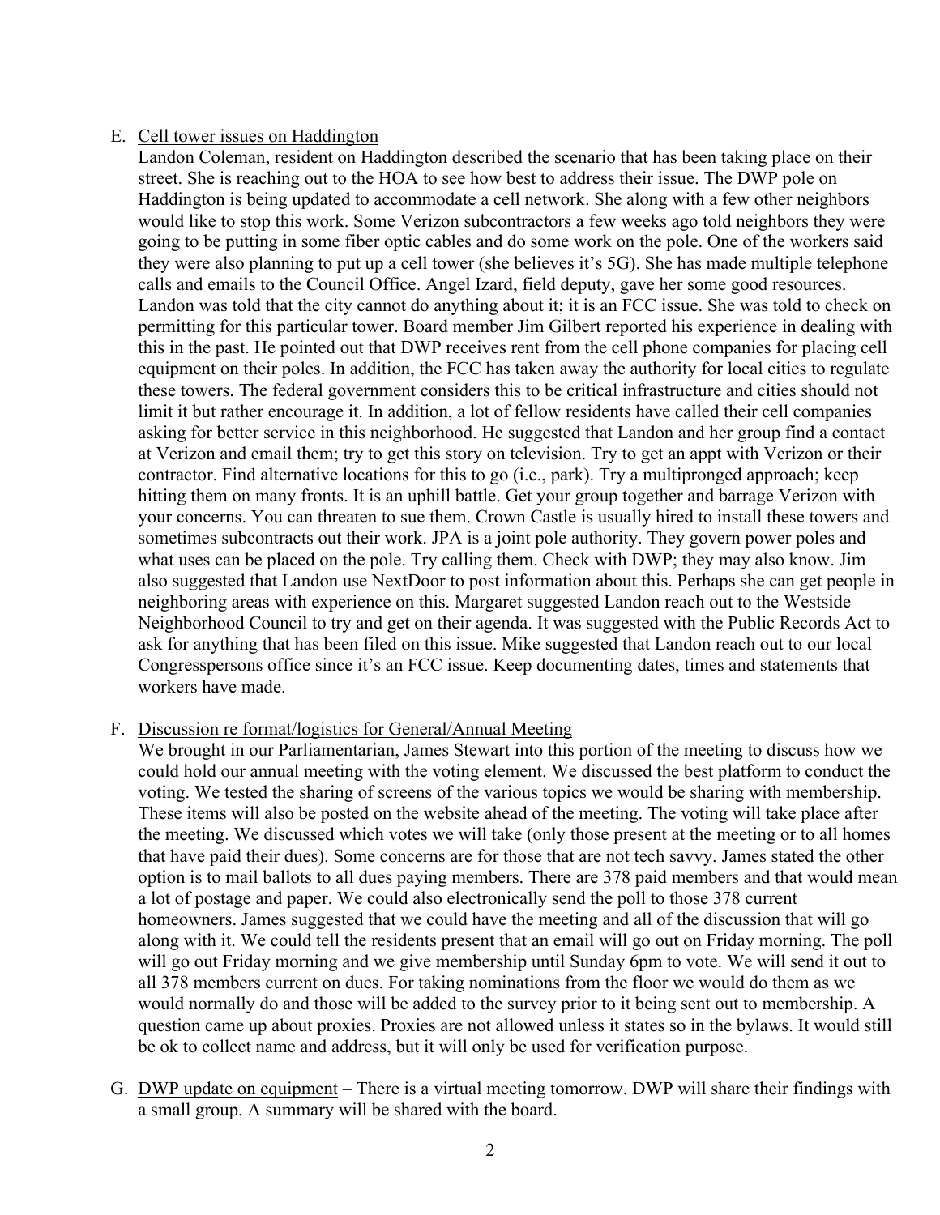E. <u>Cell tower issues on Haddington</u>

Landon Coleman, resident on Haddington described the scenario that has been taking place on their street. She is reaching out to the HOA to see how best to address their issue. The DWP pole on Haddington is being updated to accommodate a cell network. She along with a few other neighbors would like to stop this work. Some Verizon subcontractors a few weeks ago told neighbors they were going to be putting in some fiber optic cables and do some work on the pole. One of the workers said they were also planning to put up a cell tower (she believes it's 5G). She has made multiple telephone calls and emails to the Council Office. Angel Izard, field deputy, gave her some good resources. Landon was told that the city cannot do anything about it; it is an FCC issue. She was told to check on permitting for this particular tower. Board member Jim Gilbert reported his experience in dealing with this in the past. He pointed out that DWP receives rent from the cell phone companies for placing cell equipment on their poles. In addition, the FCC has taken away the authority for local cities to regulate these towers. The federal government considers this to be critical infrastructure and cities should not limit it but rather encourage it. In addition, a lot of fellow residents have called their cell companies asking for better service in this neighborhood. He suggested that Landon and her group find a contact at Verizon and email them; try to get this story on television. Try to get an appt with Verizon or their contractor. Find alternative locations for this to go (i.e., park). Try a multipronged approach; keep hitting them on many fronts. It is an uphill battle. Get your group together and barrage Verizon with your concerns. You can threaten to sue them. Crown Castle is usually hired to install these towers and sometimes subcontracts out their work. JPA is a joint pole authority. They govern power poles and what uses can be placed on the pole. Try calling them. Check with DWP; they may also know. Jim also suggested that Landon use NextDoor to post information about this. Perhaps she can get people in neighboring areas with experience on this. Margaret suggested Landon reach out to the Westside Neighborhood Council to try and get on their agenda. It was suggested with the Public Records Act to ask for anything that has been filed on this issue. Mike suggested that Landon reach out to our local Congresspersons office since it's an FCC issue. Keep documenting dates, times and statements that workers have made.

F. <u>Discussion re format/logistics for General/Annual Meeting</u>

We brought in our Parliamentarian, James Stewart into this portion of the meeting to discuss how we could hold our annual meeting with the voting element. We discussed the best platform to conduct the voting. We tested the sharing of screens of the various topics we would be sharing with membership. These items will also be posted on the website ahead of the meeting. The voting will take place after the meeting. We discussed which votes we will take (only those present at the meeting or to all homes that have paid their dues). Some concerns are for those that are not tech savvy. James stated the other option is to mail ballots to all dues paying members. There are 378 paid members and that would mean a lot of postage and paper. We could also electronically send the poll to those 378 current homeowners. James suggested that we could have the meeting and all of the discussion that will go along with it. We could tell the residents present that an email will go out on Friday morning. The poll will go out Friday morning and we give membership until Sunday 6pm to vote. We will send it out to all 378 members current on dues. For taking nominations from the floor we would do them as we would normally do and those will be added to the survey prior to it being sent out to membership. A question came up about proxies. Proxies are not allowed unless it states so in the bylaws. It would still be ok to collect name and address, but it will only be used for verification purpose.

G. <u>DWP update on equipment</u> – There is a virtual meeting tomorrow. DWP will share their findings with a small group. A summary will be shared with the board.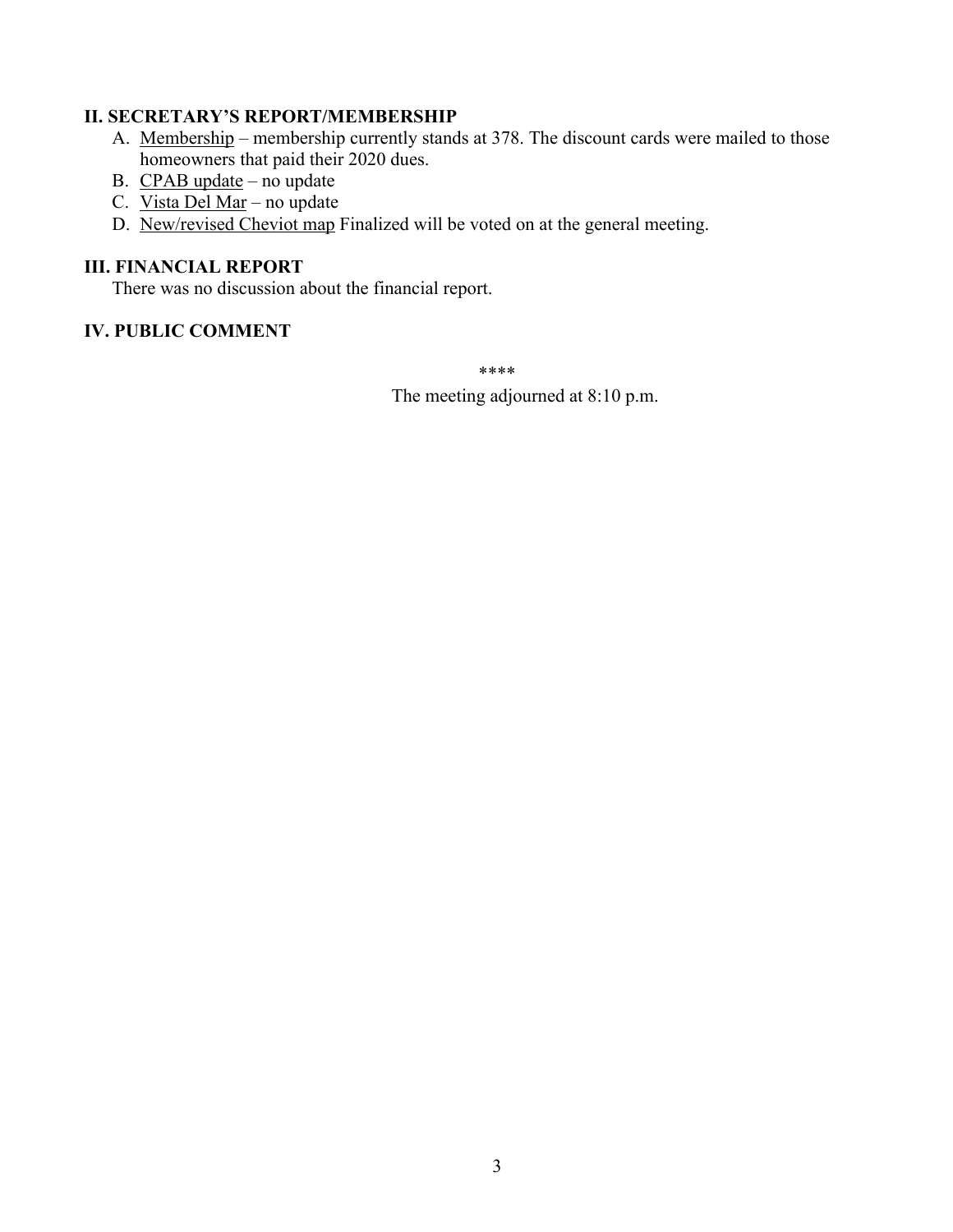## II. SECRETARY'S REPORT/MEMBERSHIP

A. Membership – membership currently stands at 378. The discount cards were mailed to those homeowners that paid their 2020 dues.
B. CPAB update – no update
C. Vista Del Mar – no update
D. New/revised Cheviot map Finalized will be voted on at the general meeting.

## III. FINANCIAL REPORT

There was no discussion about the financial report.

## IV. PUBLIC COMMENT

****

The meeting adjourned at 8:10 p.m.